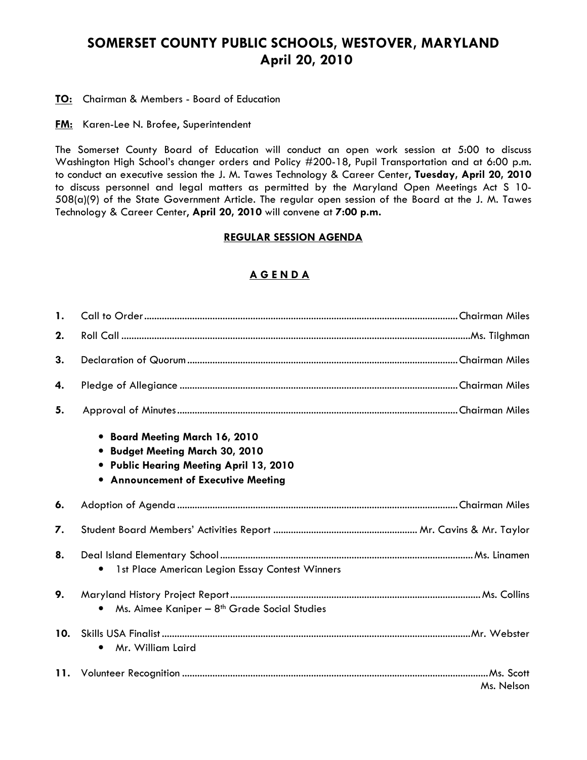# SOMERSET COUNTY PUBLIC SCHOOLS, WESTOVER, MARYLAND
## April 20, 2010

**TO:** Chairman & Members - Board of Education

**FM:** Karen-Lee N. Brofee, Superintendent

The Somerset County Board of Education will conduct an open work session at 5:00 to discuss Washington High School's changer orders and Policy #200-18, Pupil Transportation and at 6:00 p.m. to conduct an executive session the J. M. Tawes Technology & Career Center, **Tuesday, April 20, 2010** to discuss personnel and legal matters as permitted by the Maryland Open Meetings Act S 10-508(a)(9) of the State Government Article. The regular open session of the Board at the J. M. Tawes Technology & Career Center, **April 20, 2010** will convene at **7:00 p.m.**

### REGULAR SESSION AGENDA

### A G E N D A

1. Call to Order .......... Chairman Miles
2. Roll Call .......... Ms. Tilghman
3. Declaration of Quorum .......... Chairman Miles
4. Pledge of Allegiance .......... Chairman Miles
5. Approval of Minutes .......... Chairman Miles
   - **Board Meeting March 16, 2010**
   - **Budget Meeting March 30, 2010**
   - **Public Hearing Meeting April 13, 2010**
   - **Announcement of Executive Meeting**
6. Adoption of Agenda .......... Chairman Miles
7. Student Board Members' Activities Report .......... Mr. Cavins & Mr. Taylor
8. Deal Island Elementary School .......... Ms. Linamen
   - 1st Place American Legion Essay Contest Winners
9. Maryland History Project Report .......... Ms. Collins
   - Ms. Aimee Kaniper – 8th Grade Social Studies
10. Skills USA Finalist .......... Mr. Webster
    - Mr. William Laird
11. Volunteer Recognition .......... Ms. Scott, Ms. Nelson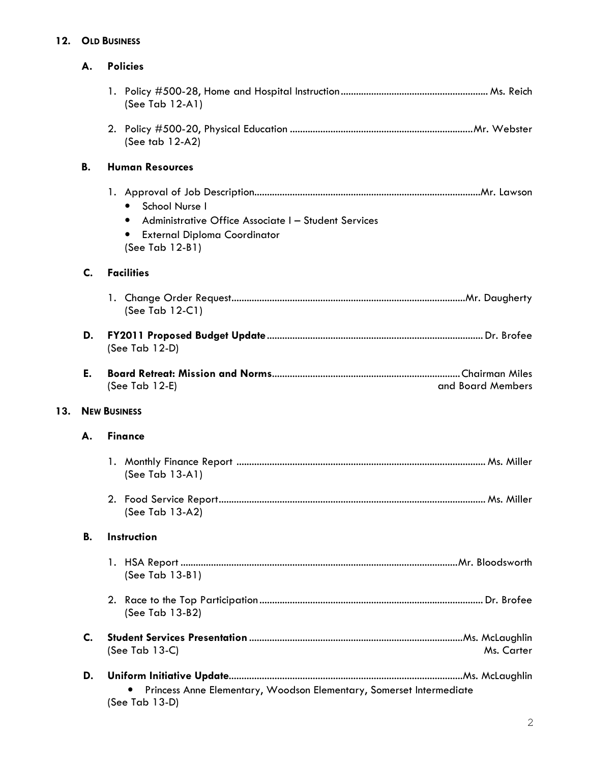**12. OLD BUSINESS**

**A. Policies**

1. Policy #500-28, Home and Hospital Instruction ........................................................ Ms. Reich
   (See Tab 12-A1)

2. Policy #500-20, Physical Education ........................................................................ Mr. Webster
   (See tab 12-A2)

**B. Human Resources**

1. Approval of Job Description............................................................................................Mr. Lawson
   - School Nurse I
   - Administrative Office Associate I – Student Services
   - External Diploma Coordinator

   (See Tab 12-B1)

**C. Facilities**

1. Change Order Request..............................................................................................Mr. Daugherty
   (See Tab 12-C1)

**D. FY2011 Proposed Budget Update** ........................................................................................ Dr. Brofee
(See Tab 12-D)

**E. Board Retreat: Mission and Norms**........................................................................Chairman Miles and Board Members
(See Tab 12-E)

**13. NEW BUSINESS**

**A. Finance**

1. Monthly Finance Report ................................................................................................. Ms. Miller
   (See Tab 13-A1)

2. Food Service Report........................................................................................................ Ms. Miller
   (See Tab 13-A2)

**B. Instruction**

1. HSA Report ..............................................................................................................Mr. Bloodsworth
   (See Tab 13-B1)

2. Race to the Top Participation ....................................................................................... Dr. Brofee
   (See Tab 13-B2)

**C. Student Services Presentation** ...................................................................................Ms. McLaughlin, Ms. Carter
(See Tab 13-C)

**D. Uniform Initiative Update**..............................................................................................Ms. McLaughlin
- Princess Anne Elementary, Woodson Elementary, Somerset Intermediate

(See Tab 13-D)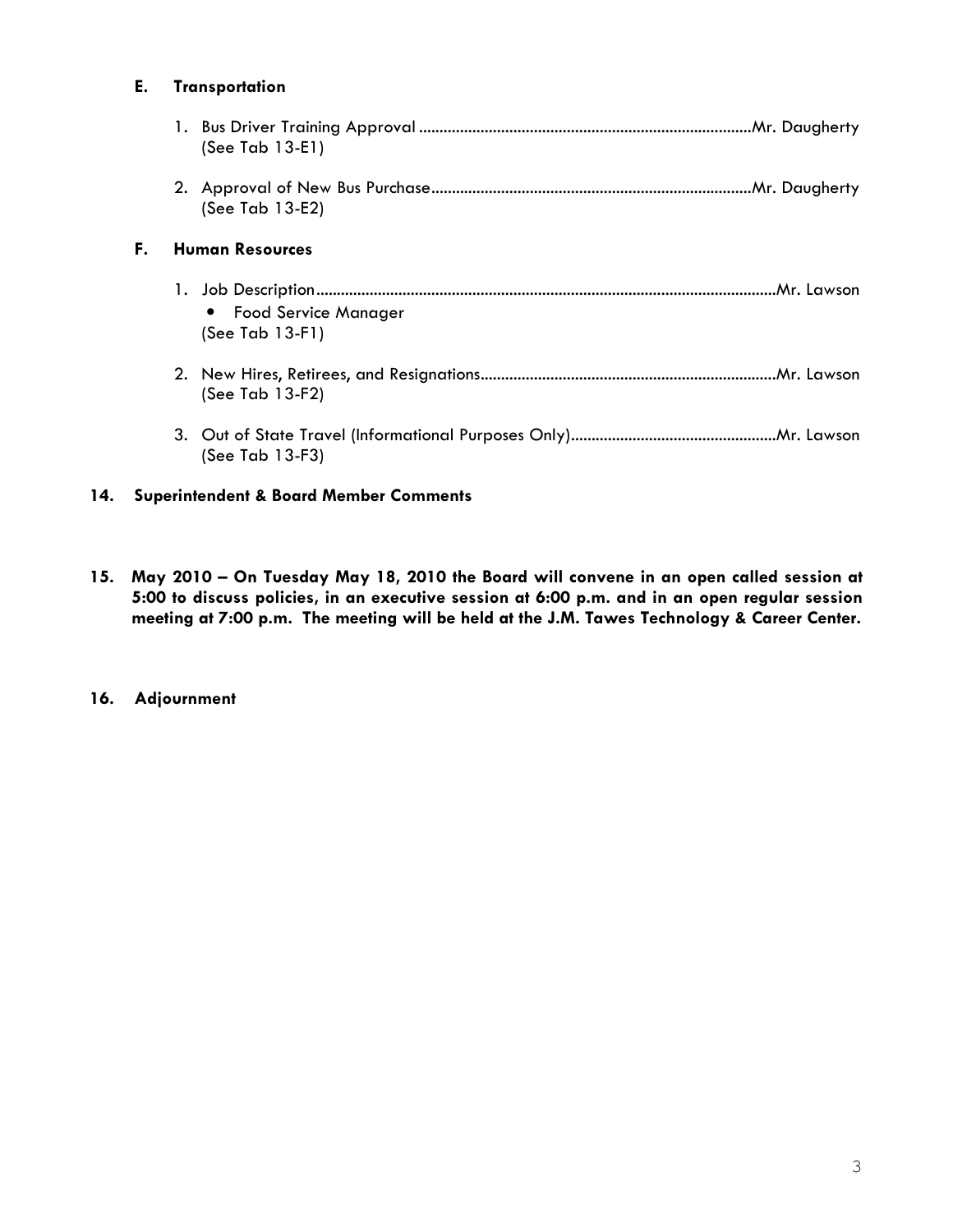**E. Transportation**

1. Bus Driver Training Approval ................................................................................Mr. Daugherty
   (See Tab 13-E1)

2. Approval of New Bus Purchase.............................................................................Mr. Daugherty
   (See Tab 13-E2)

**F. Human Resources**

1. Job Description..............................................................................................................Mr. Lawson
   - Food Service Manager

   (See Tab 13-F1)

2. New Hires, Retirees, and Resignations.......................................................................Mr. Lawson
   (See Tab 13-F2)

3. Out of State Travel (Informational Purposes Only).................................................Mr. Lawson
   (See Tab 13-F3)

**14. Superintendent & Board Member Comments**

**15. May 2010 – On Tuesday May 18, 2010 the Board will convene in an open called session at 5:00 to discuss policies, in an executive session at 6:00 p.m. and in an open regular session meeting at 7:00 p.m. The meeting will be held at the J.M. Tawes Technology & Career Center.**

**16. Adjournment**